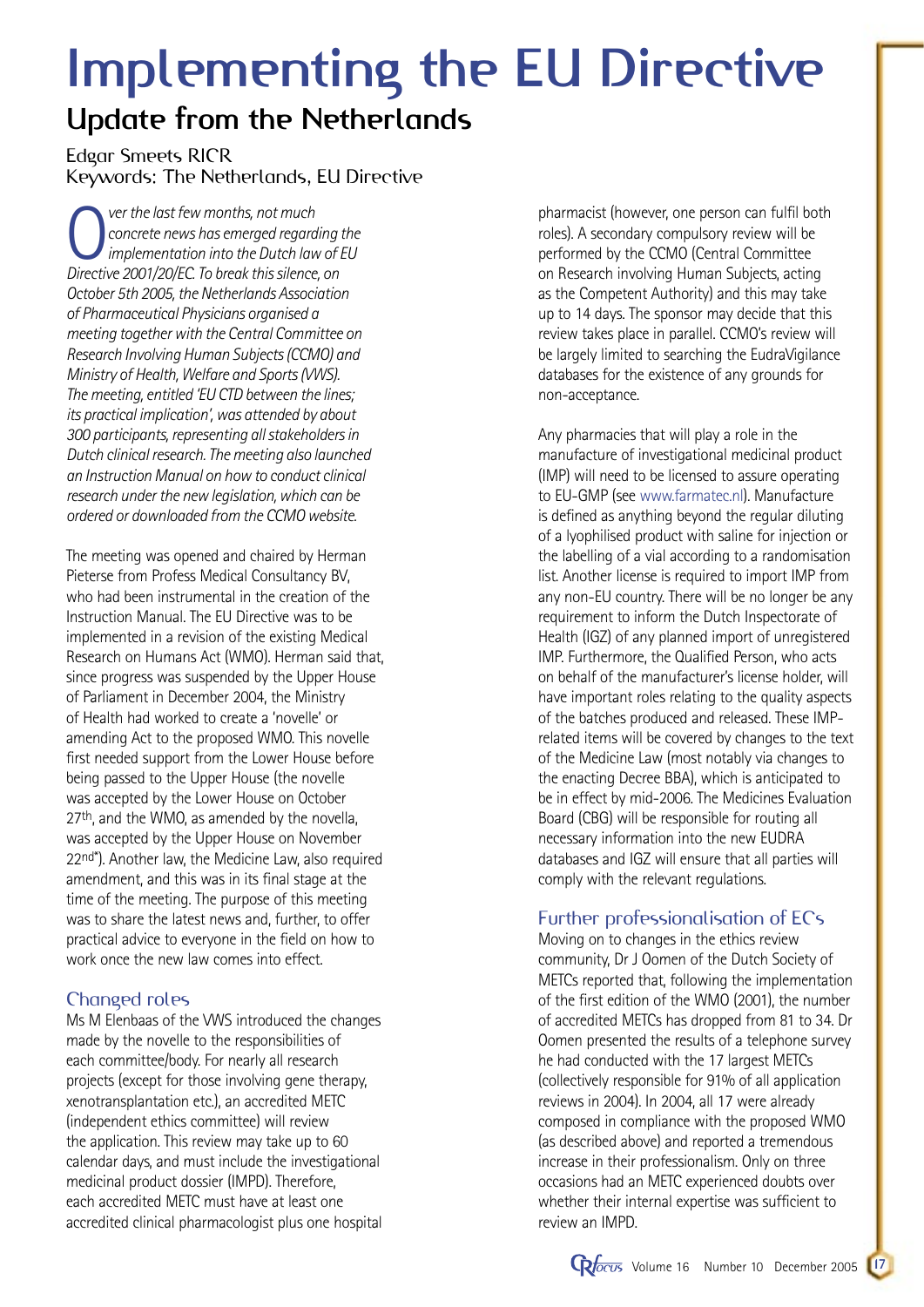# Implementing the EU Directive

## Update from the Netherlands

Edgar Smeets RICR
Keywords: The Netherlands, EU Directive

*Over the last few months, not much concrete news has emerged regarding the implementation into the Dutch law of EU Directive 2001/20/EC. To break this silence, on October 5th 2005, the Netherlands Association of Pharmaceutical Physicians organised a meeting together with the Central Committee on Research Involving Human Subjects (CCMO) and Ministry of Health, Welfare and Sports (VWS). The meeting, entitled 'EU CTD between the lines; its practical implication', was attended by about 300 participants, representing all stakeholders in Dutch clinical research. The meeting also launched an Instruction Manual on how to conduct clinical research under the new legislation, which can be ordered or downloaded from the CCMO website.*

The meeting was opened and chaired by Herman Pieterse from Profess Medical Consultancy BV, who had been instrumental in the creation of the Instruction Manual. The EU Directive was to be implemented in a revision of the existing Medical Research on Humans Act (WMO). Herman said that, since progress was suspended by the Upper House of Parliament in December 2004, the Ministry of Health had worked to create a 'novelle' or amending Act to the proposed WMO. This novelle first needed support from the Lower House before being passed to the Upper House (the novelle was accepted by the Lower House on October 27th, and the WMO, as amended by the novella, was accepted by the Upper House on November 22nd*). Another law, the Medicine Law, also required amendment, and this was in its final stage at the time of the meeting. The purpose of this meeting was to share the latest news and, further, to offer practical advice to everyone in the field on how to work once the new law comes into effect.

### Changed roles

Ms M Elenbaas of the VWS introduced the changes made by the novelle to the responsibilities of each committee/body. For nearly all research projects (except for those involving gene therapy, xenotransplantation etc.), an accredited METC (independent ethics committee) will review the application. This review may take up to 60 calendar days, and must include the investigational medicinal product dossier (IMPD). Therefore, each accredited METC must have at least one accredited clinical pharmacologist plus one hospital pharmacist (however, one person can fulfil both roles). A secondary compulsory review will be performed by the CCMO (Central Committee on Research involving Human Subjects, acting as the Competent Authority) and this may take up to 14 days. The sponsor may decide that this review takes place in parallel. CCMO's review will be largely limited to searching the EudraVigilance databases for the existence of any grounds for non-acceptance.

Any pharmacies that will play a role in the manufacture of investigational medicinal product (IMP) will need to be licensed to assure operating to EU-GMP (see www.farmatec.nl). Manufacture is defined as anything beyond the regular diluting of a lyophilised product with saline for injection or the labelling of a vial according to a randomisation list. Another license is required to import IMP from any non-EU country. There will be no longer be any requirement to inform the Dutch Inspectorate of Health (IGZ) of any planned import of unregistered IMP. Furthermore, the Qualified Person, who acts on behalf of the manufacturer's license holder, will have important roles relating to the quality aspects of the batches produced and released. These IMP-related items will be covered by changes to the text of the Medicine Law (most notably via changes to the enacting Decree BBA), which is anticipated to be in effect by mid-2006. The Medicines Evaluation Board (CBG) will be responsible for routing all necessary information into the new EUDRA databases and IGZ will ensure that all parties will comply with the relevant regulations.

### Further professionalisation of ECs

Moving on to changes in the ethics review community, Dr J Oomen of the Dutch Society of METCs reported that, following the implementation of the first edition of the WMO (2001), the number of accredited METCs has dropped from 81 to 34. Dr Oomen presented the results of a telephone survey he had conducted with the 17 largest METCs (collectively responsible for 91% of all application reviews in 2004). In 2004, all 17 were already composed in compliance with the proposed WMO (as described above) and reported a tremendous increase in their professionalism. Only on three occasions had an METC experienced doubts over whether their internal expertise was sufficient to review an IMPD.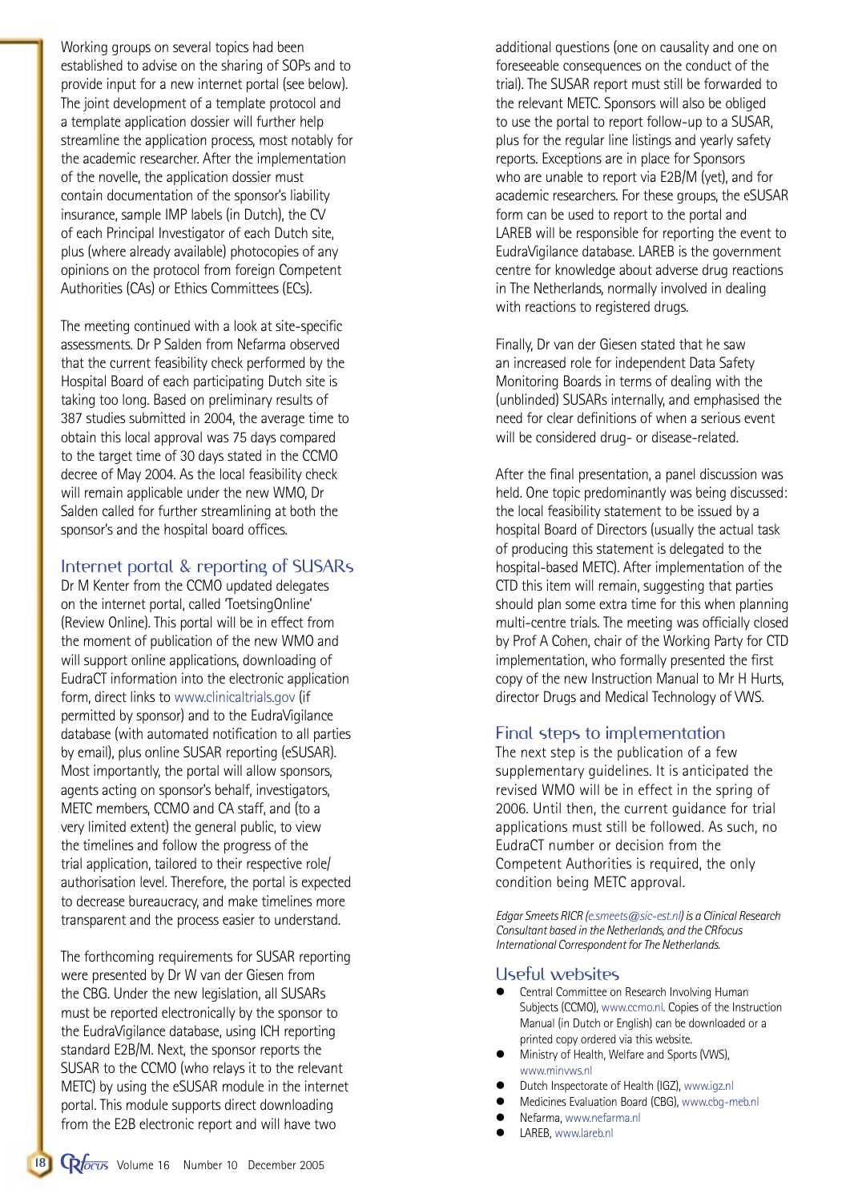Working groups on several topics had been established to advise on the sharing of SOPs and to provide input for a new internet portal (see below). The joint development of a template protocol and a template application dossier will further help streamline the application process, most notably for the academic researcher. After the implementation of the novelle, the application dossier must contain documentation of the sponsor's liability insurance, sample IMP labels (in Dutch), the CV of each Principal Investigator of each Dutch site, plus (where already available) photocopies of any opinions on the protocol from foreign Competent Authorities (CAs) or Ethics Committees (ECs).

The meeting continued with a look at site-specific assessments. Dr P Salden from Nefarma observed that the current feasibility check performed by the Hospital Board of each participating Dutch site is taking too long. Based on preliminary results of 387 studies submitted in 2004, the average time to obtain this local approval was 75 days compared to the target time of 30 days stated in the CCMO decree of May 2004. As the local feasibility check will remain applicable under the new WMO, Dr Salden called for further streamlining at both the sponsor's and the hospital board offices.

## Internet portal & reporting of SUSARs

Dr M Kenter from the CCMO updated delegates on the internet portal, called 'ToetsingOnline' (Review Online). This portal will be in effect from the moment of publication of the new WMO and will support online applications, downloading of EudraCT information into the electronic application form, direct links to www.clinicaltrials.gov (if permitted by sponsor) and to the EudraVigilance database (with automated notification to all parties by email), plus online SUSAR reporting (eSUSAR). Most importantly, the portal will allow sponsors, agents acting on sponsor's behalf, investigators, METC members, CCMO and CA staff, and (to a very limited extent) the general public, to view the timelines and follow the progress of the trial application, tailored to their respective role/authorisation level. Therefore, the portal is expected to decrease bureaucracy, and make timelines more transparent and the process easier to understand.

The forthcoming requirements for SUSAR reporting were presented by Dr W van der Giesen from the CBG. Under the new legislation, all SUSARs must be reported electronically by the sponsor to the EudraVigilance database, using ICH reporting standard E2B/M. Next, the sponsor reports the SUSAR to the CCMO (who relays it to the relevant METC) by using the eSUSAR module in the internet portal. This module supports direct downloading from the E2B electronic report and will have two additional questions (one on causality and one on foreseeable consequences on the conduct of the trial). The SUSAR report must still be forwarded to the relevant METC. Sponsors will also be obliged to use the portal to report follow-up to a SUSAR, plus for the regular line listings and yearly safety reports. Exceptions are in place for Sponsors who are unable to report via E2B/M (yet), and for academic researchers. For these groups, the eSUSAR form can be used to report to the portal and LAREB will be responsible for reporting the event to EudraVigilance database. LAREB is the government centre for knowledge about adverse drug reactions in The Netherlands, normally involved in dealing with reactions to registered drugs.

Finally, Dr van der Giesen stated that he saw an increased role for independent Data Safety Monitoring Boards in terms of dealing with the (unblinded) SUSARs internally, and emphasised the need for clear definitions of when a serious event will be considered drug- or disease-related.

After the final presentation, a panel discussion was held. One topic predominantly was being discussed: the local feasibility statement to be issued by a hospital Board of Directors (usually the actual task of producing this statement is delegated to the hospital-based METC). After implementation of the CTD this item will remain, suggesting that parties should plan some extra time for this when planning multi-centre trials. The meeting was officially closed by Prof A Cohen, chair of the Working Party for CTD implementation, who formally presented the first copy of the new Instruction Manual to Mr H Hurts, director Drugs and Medical Technology of VWS.

## Final steps to implementation

The next step is the publication of a few supplementary guidelines. It is anticipated the revised WMO will be in effect in the spring of 2006. Until then, the current guidance for trial applications must still be followed. As such, no EudraCT number or decision from the Competent Authorities is required, the only condition being METC approval.

*Edgar Smeets RICR (e.smeets@sic-est.nl) is a Clinical Research Consultant based in the Netherlands, and the CRfocus International Correspondent for The Netherlands.*

## Useful websites

- Central Committee on Research Involving Human Subjects (CCMO), www.ccmo.nl. Copies of the Instruction Manual (in Dutch or English) can be downloaded or a printed copy ordered via this website.
- Ministry of Health, Welfare and Sports (VWS), www.minvws.nl
- Dutch Inspectorate of Health (IGZ), www.igz.nl
- Medicines Evaluation Board (CBG), www.cbg-meb.nl
- Nefarma, www.nefarma.nl
- LAREB, www.lareb.nl